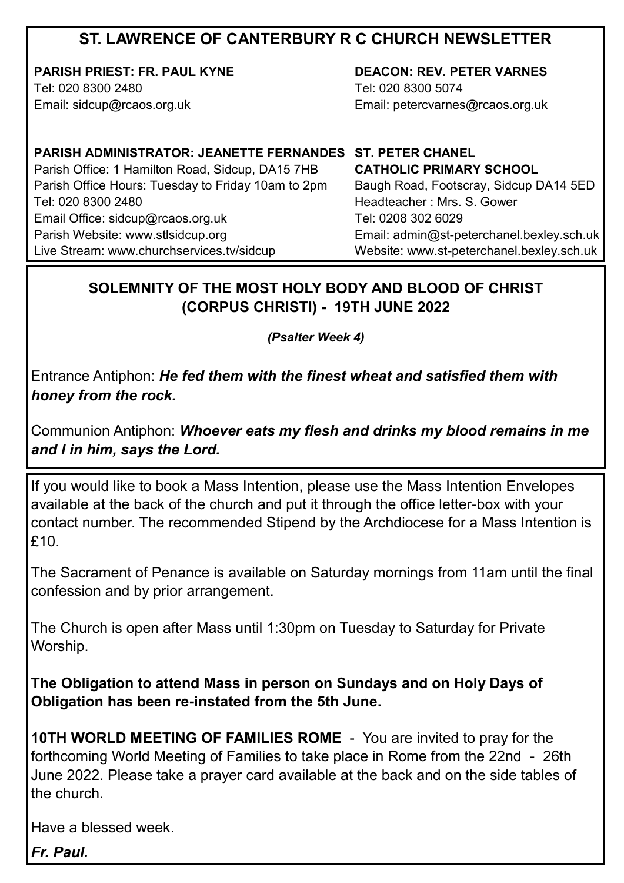# ST. LAWRENCE OF CANTERBURY R C CHURCH NEWSLETTER

**PARISH PRIEST: FR. PAUL KYNE**
Tel: 020 8300 2480
Email: sidcup@rcaos.org.uk

**DEACON: REV. PETER VARNES**
Tel: 020 8300 5074
Email: petercvarnes@rcaos.org.uk

**PARISH ADMINISTRATOR: JEANETTE FERNANDES**
Parish Office: 1 Hamilton Road, Sidcup, DA15 7HB
Parish Office Hours: Tuesday to Friday 10am to 2pm
Tel: 020 8300 2480
Email Office: sidcup@rcaos.org.uk
Parish Website: www.stlsidcup.org
Live Stream: www.churchservices.tv/sidcup

**ST. PETER CHANEL CATHOLIC PRIMARY SCHOOL**
Baugh Road, Footscray, Sidcup DA14 5ED
Headteacher : Mrs. S. Gower
Tel: 0208 302 6029
Email: admin@st-peterchanel.bexley.sch.uk
Website: www.st-peterchanel.bexley.sch.uk

## SOLEMNITY OF THE MOST HOLY BODY AND BLOOD OF CHRIST (CORPUS CHRISTI) - 19TH JUNE 2022

***(Psalter Week 4)***

Entrance Antiphon: ***He fed them with the finest wheat and satisfied them with honey from the rock.***

Communion Antiphon: ***Whoever eats my flesh and drinks my blood remains in me and I in him, says the Lord.***

If you would like to book a Mass Intention, please use the Mass Intention Envelopes available at the back of the church and put it through the office letter-box with your contact number. The recommended Stipend by the Archdiocese for a Mass Intention is £10.

The Sacrament of Penance is available on Saturday mornings from 11am until the final confession and by prior arrangement.

The Church is open after Mass until 1:30pm on Tuesday to Saturday for Private Worship.

**The Obligation to attend Mass in person on Sundays and on Holy Days of Obligation has been re-instated from the 5th June.**

**10TH WORLD MEETING OF FAMILIES ROME** - You are invited to pray for the forthcoming World Meeting of Families to take place in Rome from the 22nd - 26th June 2022. Please take a prayer card available at the back and on the side tables of the church.

Have a blessed week.

***Fr. Paul.***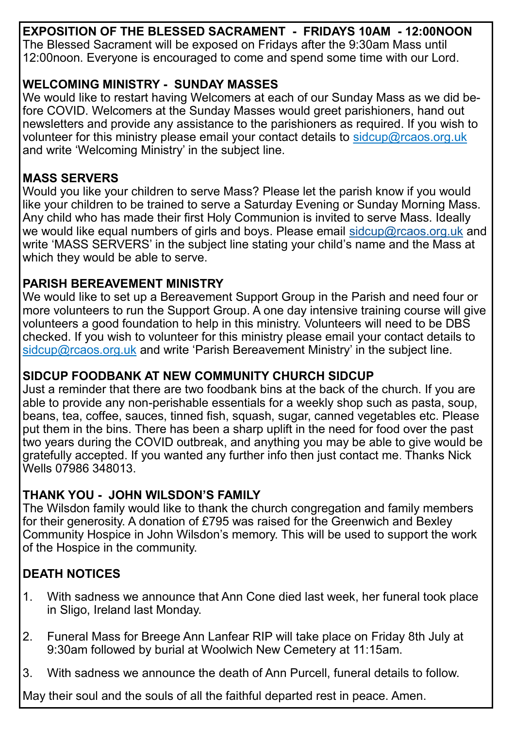**EXPOSITION OF THE BLESSED SACRAMENT - FRIDAYS 10AM - 12:00NOON**

The Blessed Sacrament will be exposed on Fridays after the 9:30am Mass until 12:00noon. Everyone is encouraged to come and spend some time with our Lord.

**WELCOMING MINISTRY - SUNDAY MASSES**

We would like to restart having Welcomers at each of our Sunday Mass as we did before COVID. Welcomers at the Sunday Masses would greet parishioners, hand out newsletters and provide any assistance to the parishioners as required. If you wish to volunteer for this ministry please email your contact details to sidcup@rcaos.org.uk and write 'Welcoming Ministry' in the subject line.

**MASS SERVERS**

Would you like your children to serve Mass? Please let the parish know if you would like your children to be trained to serve a Saturday Evening or Sunday Morning Mass. Any child who has made their first Holy Communion is invited to serve Mass. Ideally we would like equal numbers of girls and boys. Please email sidcup@rcaos.org.uk and write 'MASS SERVERS' in the subject line stating your child's name and the Mass at which they would be able to serve.

**PARISH BEREAVEMENT MINISTRY**

We would like to set up a Bereavement Support Group in the Parish and need four or more volunteers to run the Support Group. A one day intensive training course will give volunteers a good foundation to help in this ministry. Volunteers will need to be DBS checked. If you wish to volunteer for this ministry please email your contact details to sidcup@rcaos.org.uk and write 'Parish Bereavement Ministry' in the subject line.

**SIDCUP FOODBANK AT NEW COMMUNITY CHURCH SIDCUP**

Just a reminder that there are two foodbank bins at the back of the church. If you are able to provide any non-perishable essentials for a weekly shop such as pasta, soup, beans, tea, coffee, sauces, tinned fish, squash, sugar, canned vegetables etc. Please put them in the bins. There has been a sharp uplift in the need for food over the past two years during the COVID outbreak, and anything you may be able to give would be gratefully accepted. If you wanted any further info then just contact me. Thanks Nick Wells 07986 348013.

**THANK YOU - JOHN WILSDON'S FAMILY**

The Wilsdon family would like to thank the church congregation and family members for their generosity. A donation of £795 was raised for the Greenwich and Bexley Community Hospice in John Wilsdon's memory. This will be used to support the work of the Hospice in the community.

**DEATH NOTICES**

1. With sadness we announce that Ann Cone died last week, her funeral took place in Sligo, Ireland last Monday.

2. Funeral Mass for Breege Ann Lanfear RIP will take place on Friday 8th July at 9:30am followed by burial at Woolwich New Cemetery at 11:15am.

3. With sadness we announce the death of Ann Purcell, funeral details to follow.

May their soul and the souls of all the faithful departed rest in peace. Amen.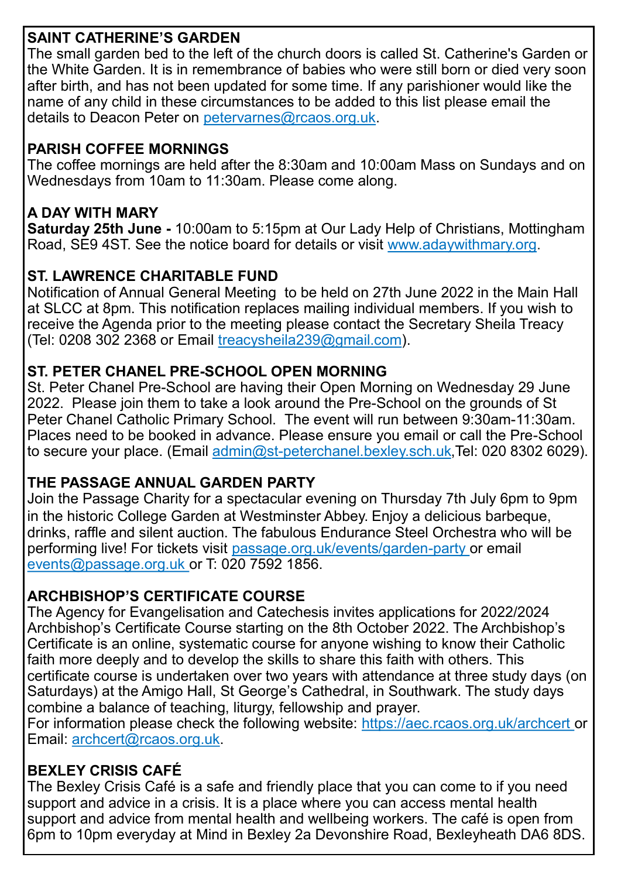## SAINT CATHERINE'S GARDEN

The small garden bed to the left of the church doors is called St. Catherine's Garden or the White Garden. It is in remembrance of babies who were still born or died very soon after birth, and has not been updated for some time. If any parishioner would like the name of any child in these circumstances to be added to this list please email the details to Deacon Peter on petervarnes@rcaos.org.uk.

## PARISH COFFEE MORNINGS

The coffee mornings are held after the 8:30am and 10:00am Mass on Sundays and on Wednesdays from 10am to 11:30am. Please come along.

## A DAY WITH MARY

**Saturday 25th June -** 10:00am to 5:15pm at Our Lady Help of Christians, Mottingham Road, SE9 4ST. See the notice board for details or visit www.adaywithmary.org.

## ST. LAWRENCE CHARITABLE FUND

Notification of Annual General Meeting to be held on 27th June 2022 in the Main Hall at SLCC at 8pm. This notification replaces mailing individual members. If you wish to receive the Agenda prior to the meeting please contact the Secretary Sheila Treacy (Tel: 0208 302 2368 or Email treacysheila239@gmail.com).

## ST. PETER CHANEL PRE-SCHOOL OPEN MORNING

St. Peter Chanel Pre-School are having their Open Morning on Wednesday 29 June 2022. Please join them to take a look around the Pre-School on the grounds of St Peter Chanel Catholic Primary School. The event will run between 9:30am-11:30am. Places need to be booked in advance. Please ensure you email or call the Pre-School to secure your place. (Email admin@st-peterchanel.bexley.sch.uk,Tel: 020 8302 6029).

## THE PASSAGE ANNUAL GARDEN PARTY

Join the Passage Charity for a spectacular evening on Thursday 7th July 6pm to 9pm in the historic College Garden at Westminster Abbey. Enjoy a delicious barbeque, drinks, raffle and silent auction. The fabulous Endurance Steel Orchestra who will be performing live! For tickets visit passage.org.uk/events/garden-party or email events@passage.org.uk or T: 020 7592 1856.

## ARCHBISHOP'S CERTIFICATE COURSE

The Agency for Evangelisation and Catechesis invites applications for 2022/2024 Archbishop's Certificate Course starting on the 8th October 2022. The Archbishop's Certificate is an online, systematic course for anyone wishing to know their Catholic faith more deeply and to develop the skills to share this faith with others. This certificate course is undertaken over two years with attendance at three study days (on Saturdays) at the Amigo Hall, St George's Cathedral, in Southwark. The study days combine a balance of teaching, liturgy, fellowship and prayer.
For information please check the following website: https://aec.rcaos.org.uk/archcert or Email: archcert@rcaos.org.uk.

## BEXLEY CRISIS CAFÉ

The Bexley Crisis Café is a safe and friendly place that you can come to if you need support and advice in a crisis. It is a place where you can access mental health support and advice from mental health and wellbeing workers. The café is open from 6pm to 10pm everyday at Mind in Bexley 2a Devonshire Road, Bexleyheath DA6 8DS.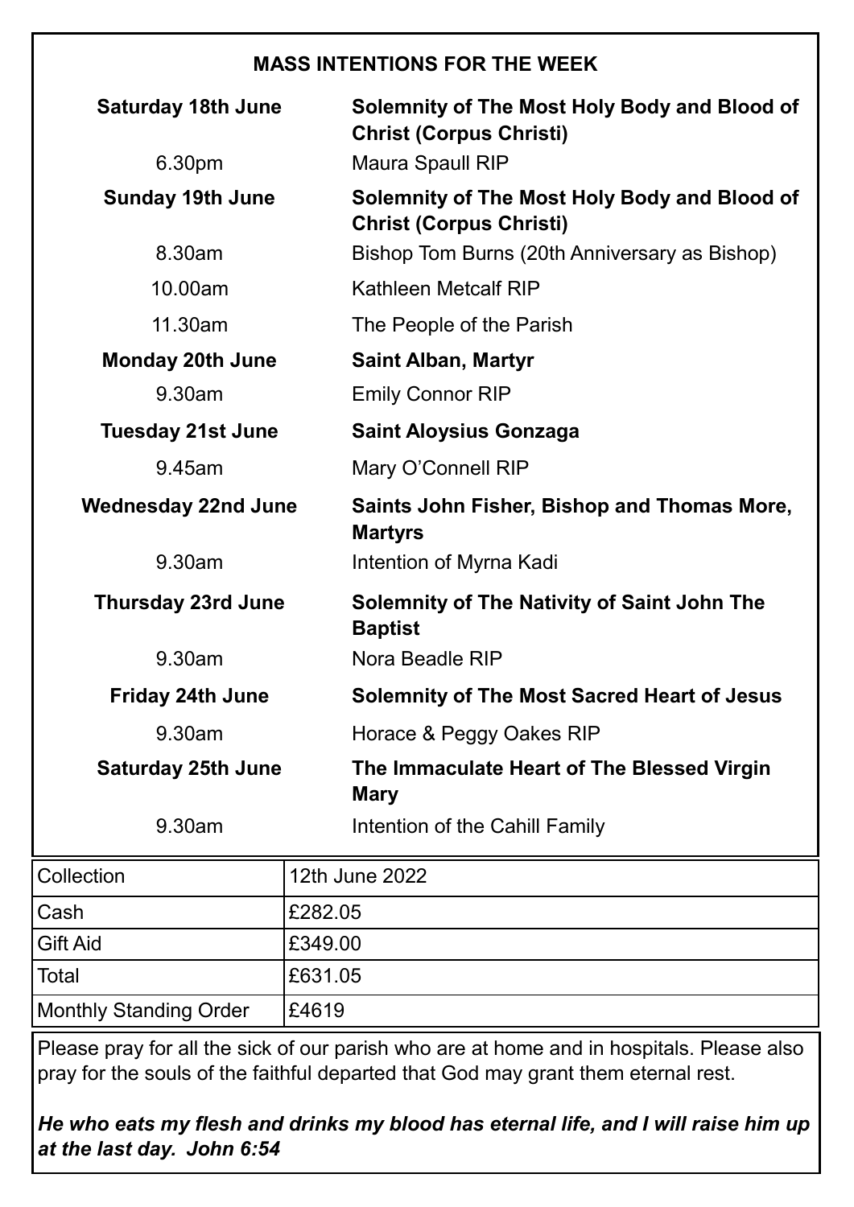## MASS INTENTIONS FOR THE WEEK

| | |
|---|---|
| **Saturday 18th June** | **Solemnity of The Most Holy Body and Blood of Christ (Corpus Christi)** |
| 6.30pm | Maura Spaull RIP |
| **Sunday 19th June** | **Solemnity of The Most Holy Body and Blood of Christ (Corpus Christi)** |
| 8.30am | Bishop Tom Burns (20th Anniversary as Bishop) |
| 10.00am | Kathleen Metcalf RIP |
| 11.30am | The People of the Parish |
| **Monday 20th June** | **Saint Alban, Martyr** |
| 9.30am | Emily Connor RIP |
| **Tuesday 21st June** | **Saint Aloysius Gonzaga** |
| 9.45am | Mary O'Connell RIP |
| **Wednesday 22nd June** | **Saints John Fisher, Bishop and Thomas More, Martyrs** |
| 9.30am | Intention of Myrna Kadi |
| **Thursday 23rd June** | **Solemnity of The Nativity of Saint John The Baptist** |
| 9.30am | Nora Beadle RIP |
| **Friday 24th June** | **Solemnity of The Most Sacred Heart of Jesus** |
| 9.30am | Horace & Peggy Oakes RIP |
| **Saturday 25th June** | **The Immaculate Heart of The Blessed Virgin Mary** |
| 9.30am | Intention of the Cahill Family |

| Collection | 12th June 2022 |
|---|---|
| Cash | £282.05 |
| Gift Aid | £349.00 |
| Total | £631.05 |
| Monthly Standing Order | £4619 |

Please pray for all the sick of our parish who are at home and in hospitals. Please also pray for the souls of the faithful departed that God may grant them eternal rest.

***He who eats my flesh and drinks my blood has eternal life, and I will raise him up at the last day. John 6:54***